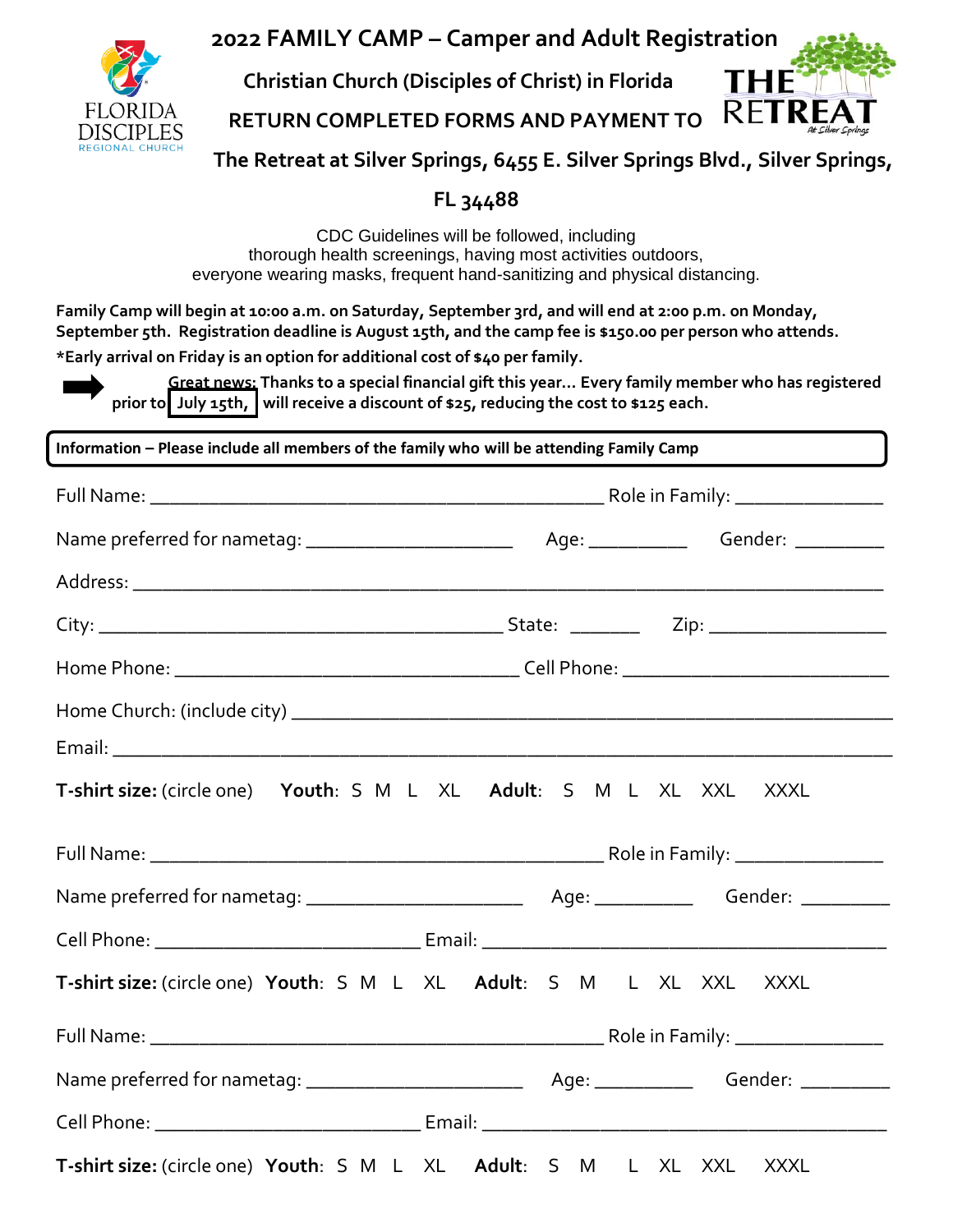# 2022 FAMILY CAMP – Camper and Adult Registration

FLORIDA DISCIPLES REGIONAL CHURCH

THE RETREAT At Silver Springs

**Christian Church (Disciples of Christ) in Florida**

**RETURN COMPLETED FORMS AND PAYMENT TO**

**The Retreat at Silver Springs, 6455 E. Silver Springs Blvd., Silver Springs, FL 34488**

CDC Guidelines will be followed, including thorough health screenings, having most activities outdoors, everyone wearing masks, frequent hand-sanitizing and physical distancing.

**Family Camp will begin at 10:00 a.m. on Saturday, September 3rd, and will end at 2:00 p.m. on Monday, September 5th. Registration deadline is August 15th, and the camp fee is $150.00 per person who attends.**

***Early arrival on Friday is an option for additional cost of $40 per family.**

➡ **Great news: Thanks to a special financial gift this year... Every family member who has registered prior to July 15th, will receive a discount of $25, reducing the cost to $125 each.**

**Information – Please include all members of the family who will be attending Family Camp**

Full Name: ____________________________________________ Role in Family: ______________

Name preferred for nametag: ____________________ Age: _________ Gender: _________

Address: ________________________________________________________________________

City: ________________________________________ State: _______ Zip: _________________

Home Phone: __________________________________ Cell Phone: __________________________

Home Church: (include city) ______________________________________________________

Email: __________________________________________________________________________

**T-shirt size:** (circle one) **Youth**: S M L XL **Adult**: S M L XL XXL XXXL

Full Name: ____________________________________________ Role in Family: ______________

Name preferred for nametag: _____________________ Age: _________ Gender: _________

Cell Phone: __________________________ Email: _____________________________________

**T-shirt size:** (circle one) **Youth**: S M L XL **Adult**: S M L XL XXL XXXL

Full Name: ____________________________________________ Role in Family: ______________

Name preferred for nametag: _____________________ Age: _________ Gender: _________

Cell Phone: __________________________ Email: _____________________________________

**T-shirt size:** (circle one) **Youth**: S M L XL **Adult**: S M L XL XXL XXXL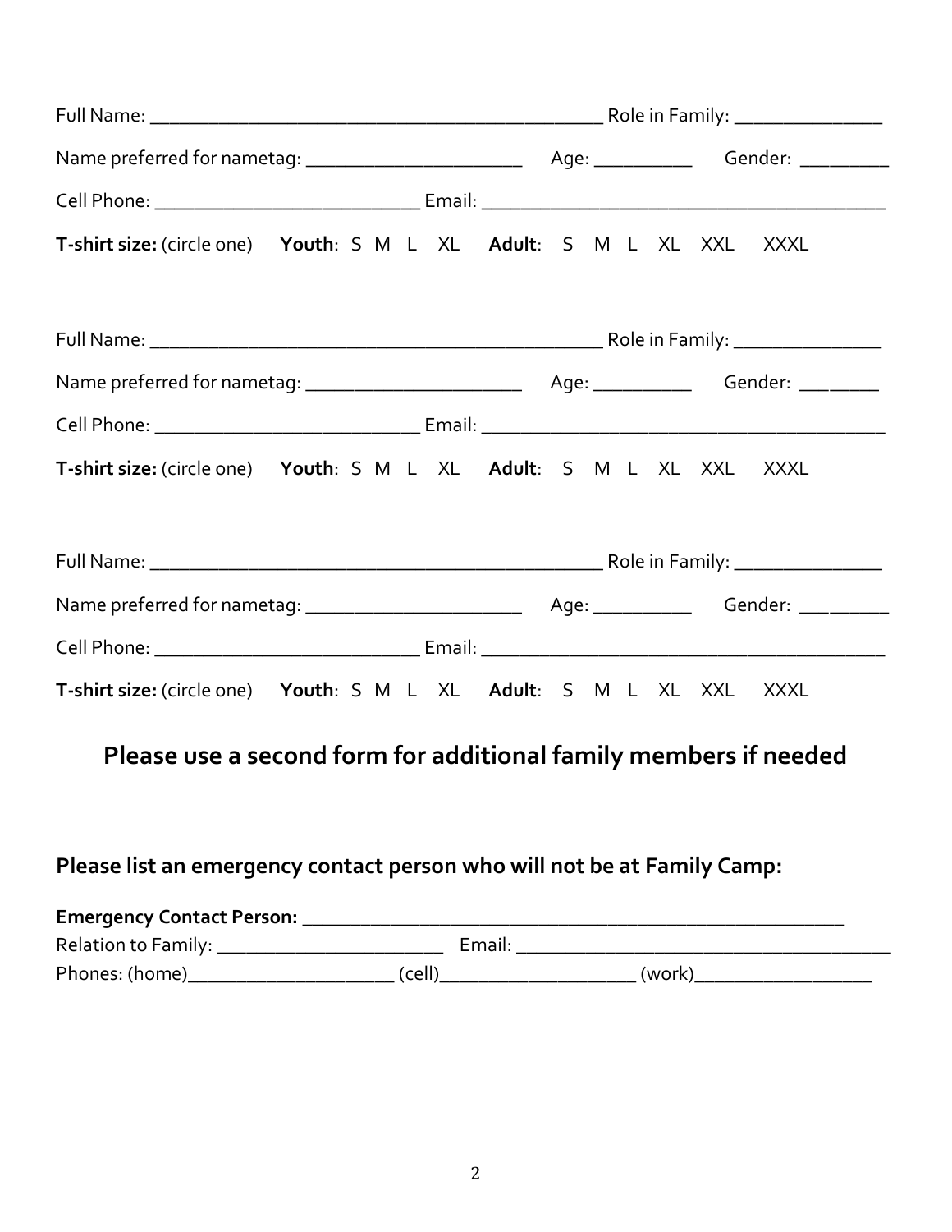Full Name: _____________________________________________ Role in Family: _______________

Name preferred for nametag: ______________________ Age: __________ Gender: _________

Cell Phone: __________________________ Email: ________________________________________

**T-shirt size:** (circle one) **Youth**: S M L XL **Adult**: S M L XL XXL XXXL

Full Name: _____________________________________________ Role in Family: _______________

Name preferred for nametag: ______________________ Age: __________ Gender: ________

Cell Phone: __________________________ Email: ________________________________________

**T-shirt size:** (circle one) **Youth**: S M L XL **Adult**: S M L XL XXL XXXL

Full Name: _____________________________________________ Role in Family: _______________

Name preferred for nametag: ______________________ Age: __________ Gender: _________

Cell Phone: __________________________ Email: ________________________________________

**T-shirt size:** (circle one) **Youth**: S M L XL **Adult**: S M L XL XXL XXXL

## Please use a second form for additional family members if needed

### Please list an emergency contact person who will not be at Family Camp:

**Emergency Contact Person:** ______________________________________________________

Relation to Family: _______________________ Email: ______________________________________

Phones: (home)_____________________ (cell)____________________ (work)__________________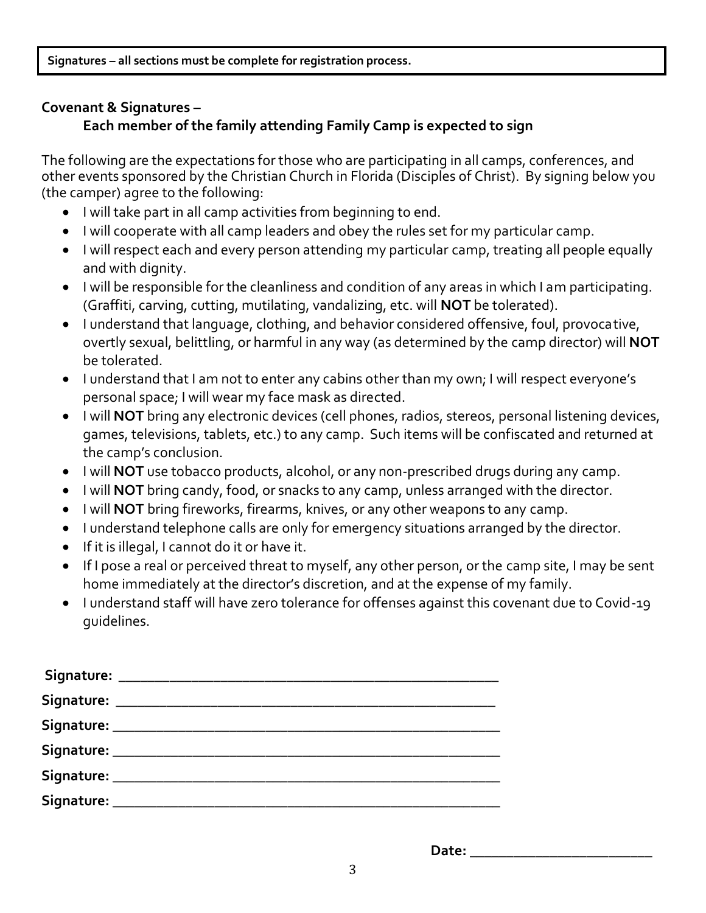**Signatures – all sections must be complete for registration process.**

**Covenant & Signatures –**

**Each member of the family attending Family Camp is expected to sign**

The following are the expectations for those who are participating in all camps, conferences, and other events sponsored by the Christian Church in Florida (Disciples of Christ). By signing below you (the camper) agree to the following:

- I will take part in all camp activities from beginning to end.
- I will cooperate with all camp leaders and obey the rules set for my particular camp.
- I will respect each and every person attending my particular camp, treating all people equally and with dignity.
- I will be responsible for the cleanliness and condition of any areas in which I am participating. (Graffiti, carving, cutting, mutilating, vandalizing, etc. will **NOT** be tolerated).
- I understand that language, clothing, and behavior considered offensive, foul, provocative, overtly sexual, belittling, or harmful in any way (as determined by the camp director) will **NOT** be tolerated.
- I understand that I am not to enter any cabins other than my own; I will respect everyone's personal space; I will wear my face mask as directed.
- I will **NOT** bring any electronic devices (cell phones, radios, stereos, personal listening devices, games, televisions, tablets, etc.) to any camp. Such items will be confiscated and returned at the camp's conclusion.
- I will **NOT** use tobacco products, alcohol, or any non-prescribed drugs during any camp.
- I will **NOT** bring candy, food, or snacks to any camp, unless arranged with the director.
- I will **NOT** bring fireworks, firearms, knives, or any other weapons to any camp.
- I understand telephone calls are only for emergency situations arranged by the director.
- If it is illegal, I cannot do it or have it.
- If I pose a real or perceived threat to myself, any other person, or the camp site, I may be sent home immediately at the director's discretion, and at the expense of my family.
- I understand staff will have zero tolerance for offenses against this covenant due to Covid-19 guidelines.

**Signature:** ___________________________________________________

**Signature:** ___________________________________________________

**Signature:** ___________________________________________________

**Signature:** ___________________________________________________

**Signature:** ___________________________________________________

**Signature:** ___________________________________________________

**Date:** ________________________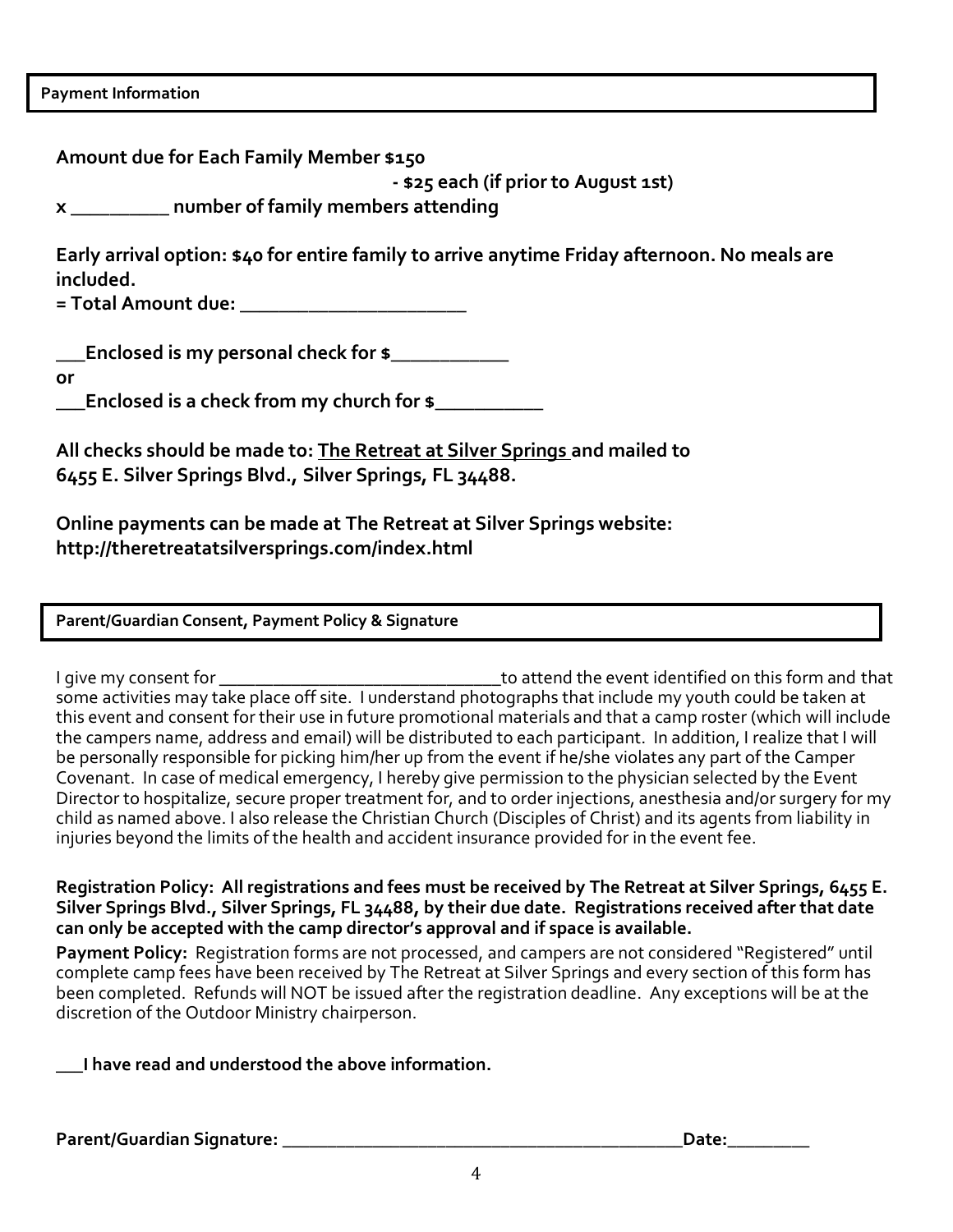**Payment Information**

**Amount due for Each Family Member $150**

**- $25 each (if prior to August 1st)**

**x __________ number of family members attending**

**Early arrival option: $40 for entire family to arrive anytime Friday afternoon. No meals are included.**

**= Total Amount due: ________________________**

**___Enclosed is my personal check for $____________**

**or**

**___Enclosed is a check from my church for $___________**

**All checks should be made to: The Retreat at Silver Springs and mailed to 6455 E. Silver Springs Blvd., Silver Springs, FL 34488.**

**Online payments can be made at The Retreat at Silver Springs website: http://theretreatatsilversprings.com/index.html**

**Parent/Guardian Consent, Payment Policy & Signature**

I give my consent for _______________________________to attend the event identified on this form and that some activities may take place off site. I understand photographs that include my youth could be taken at this event and consent for their use in future promotional materials and that a camp roster (which will include the campers name, address and email) will be distributed to each participant. In addition, I realize that I will be personally responsible for picking him/her up from the event if he/she violates any part of the Camper Covenant. In case of medical emergency, I hereby give permission to the physician selected by the Event Director to hospitalize, secure proper treatment for, and to order injections, anesthesia and/or surgery for my child as named above. I also release the Christian Church (Disciples of Christ) and its agents from liability in injuries beyond the limits of the health and accident insurance provided for in the event fee.

**Registration Policy: All registrations and fees must be received by The Retreat at Silver Springs, 6455 E. Silver Springs Blvd., Silver Springs, FL 34488, by their due date. Registrations received after that date can only be accepted with the camp director's approval and if space is available.**

**Payment Policy:** Registration forms are not processed, and campers are not considered "Registered" until complete camp fees have been received by The Retreat at Silver Springs and every section of this form has been completed. Refunds will NOT be issued after the registration deadline. Any exceptions will be at the discretion of the Outdoor Ministry chairperson.

**___I have read and understood the above information.**

**Parent/Guardian Signature: ____________________________________________Date:_________**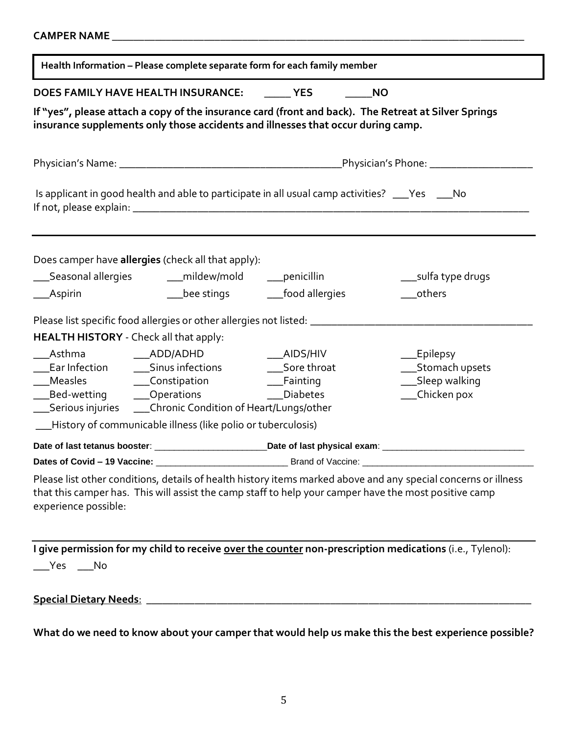**CAMPER NAME** ___________________________________________________________________________

**Health Information – Please complete separate form for each family member**

**DOES FAMILY HAVE HEALTH INSURANCE: _____ YES _____NO**

**If "yes", please attach a copy of the insurance card (front and back). The Retreat at Silver Springs insurance supplements only those accidents and illnesses that occur during camp.**

Physician's Name: ________________________________________Physician's Phone: ___________________

Is applicant in good health and able to participate in all usual camp activities? ___Yes ___No
If not, please explain: ___________________________________________________________________________

---

Does camper have **allergies** (check all that apply):

___Seasonal allergies ___mildew/mold ___penicillin ___sulfa type drugs
___Aspirin ___bee stings ___food allergies ___others

Please list specific food allergies or other allergies not listed: ________________________________________

**HEALTH HISTORY** - Check all that apply:

___Asthma ___ADD/ADHD ___AIDS/HIV ___Epilepsy
___Ear Infection ___Sinus infections ___Sore throat ___Stomach upsets
___Measles ___Constipation ___Fainting ___Sleep walking
___Bed-wetting ___Operations ___Diabetes ___Chicken pox
___Serious injuries ___Chronic Condition of Heart/Lungs/other
___History of communicable illness (like polio or tuberculosis)

**Date of last tetanus booster**: ______________________**Date of last physical exam**: ___________________________

**Dates of Covid – 19 Vaccine:** ___________________________ Brand of Vaccine: __________________________________

Please list other conditions, details of health history items marked above and any special concerns or illness that this camper has. This will assist the camp staff to help your camper have the most positive camp experience possible:

---

**I give permission for my child to receive <u>over the counter</u> non-prescription medications** (i.e., Tylenol):
___Yes ___No

**<u>Special Dietary Needs</u>**: ___________________________________________________________________________

**What do we need to know about your camper that would help us make this the best experience possible?**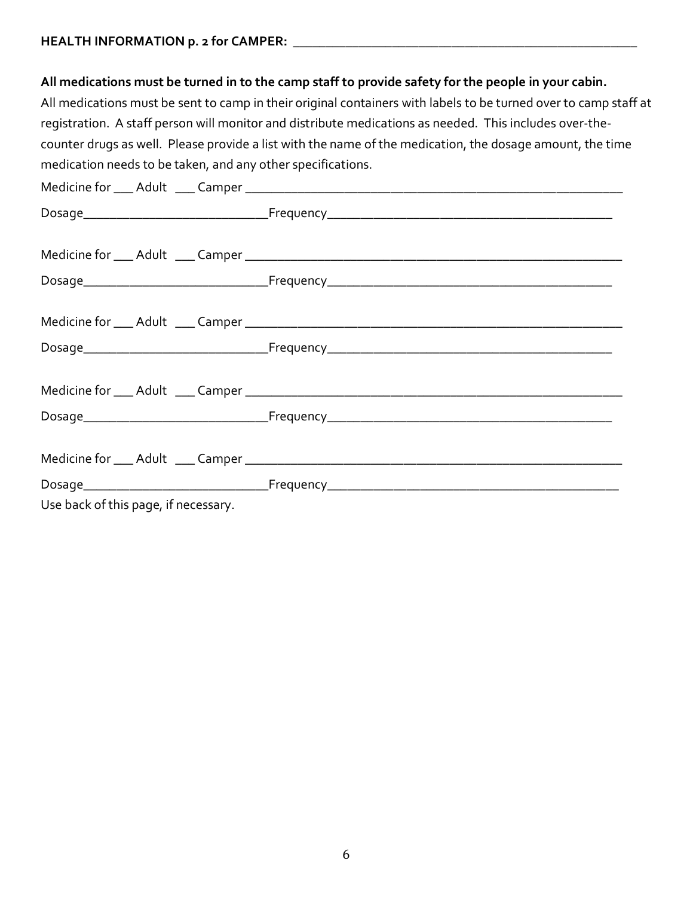**HEALTH INFORMATION p. 2 for CAMPER: ___________________________________________________**

**All medications must be turned in to the camp staff to provide safety for the people in your cabin.**

All medications must be sent to camp in their original containers with labels to be turned over to camp staff at registration. A staff person will monitor and distribute medications as needed. This includes over-the-counter drugs as well. Please provide a list with the name of the medication, the dosage amount, the time medication needs to be taken, and any other specifications.

Medicine for ___ Adult ___ Camper ___________________________________________________________

Dosage___________________________Frequency__________________________________________

Medicine for ___ Adult ___ Camper ___________________________________________________________

Dosage___________________________Frequency__________________________________________

Medicine for ___ Adult ___ Camper ___________________________________________________________

Dosage___________________________Frequency__________________________________________

Medicine for ___ Adult ___ Camper ___________________________________________________________

Dosage___________________________Frequency__________________________________________

Medicine for ___ Adult ___ Camper ___________________________________________________________

Dosage___________________________Frequency___________________________________________

Use back of this page, if necessary.